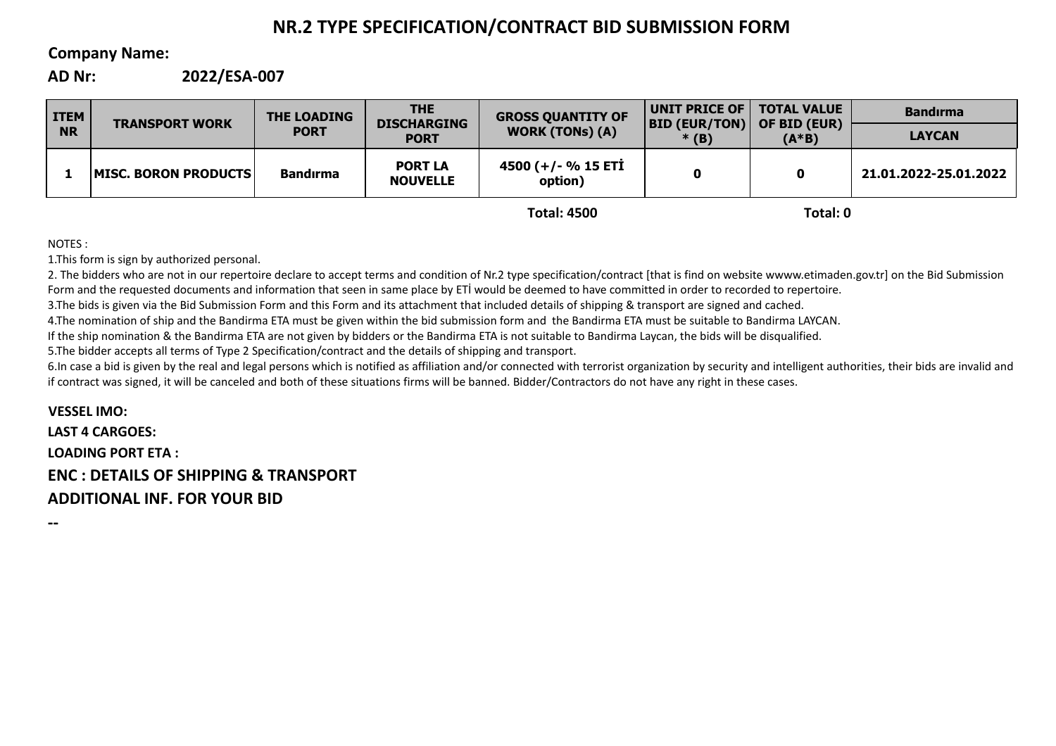# NR.2 TYPE SPECIFICATION/CONTRACT BID SUBMISSION FORM

**Company Name:**

**AD Nr:** **2022/ESA-007**

| ITEM NR | TRANSPORT WORK | THE LOADING PORT | THE DISCHARGING PORT | GROSS QUANTITY OF WORK (TONs) (A) | UNIT PRICE OF BID (EUR/TON) * (B) | TOTAL VALUE OF BID (EUR) (A*B) | Bandırma |
|---|---|---|---|---|---|---|---|
| | | | | | | | LAYCAN |
| 1 | MISC. BORON PRODUCTS | Bandırma | PORT LA NOUVELLE | 4500 (+/- % 15 ETİ option) | 0 | 0 | 21.01.2022-25.01.2022 |
| | | | | Total: 4500 | | Total: 0 | |

NOTES :

1.This form is sign by authorized personal.

2. The bidders who are not in our repertoire declare to accept terms and condition of Nr.2 type specification/contract [that is find on website wwww.etimaden.gov.tr] on the Bid Submission Form and the requested documents and information that seen in same place by ETİ would be deemed to have committed in order to recorded to repertoire.

3.The bids is given via the Bid Submission Form and this Form and its attachment that included details of shipping & transport are signed and cached.

4.The nomination of ship and the Bandirma ETA must be given within the bid submission form and the Bandirma ETA must be suitable to Bandirma LAYCAN.

If the ship nomination & the Bandirma ETA are not given by bidders or the Bandirma ETA is not suitable to Bandirma Laycan, the bids will be disqualified.

5.The bidder accepts all terms of Type 2 Specification/contract and the details of shipping and transport.

6.In case a bid is given by the real and legal persons which is notified as affiliation and/or connected with terrorist organization by security and intelligent authorities, their bids are invalid and if contract was signed, it will be canceled and both of these situations firms will be banned. Bidder/Contractors do not have any right in these cases.

**VESSEL IMO:**

**LAST 4 CARGOES:**

**LOADING PORT ETA :**

## ENC : DETAILS OF SHIPPING & TRANSPORT

## ADDITIONAL INF. FOR YOUR BID

--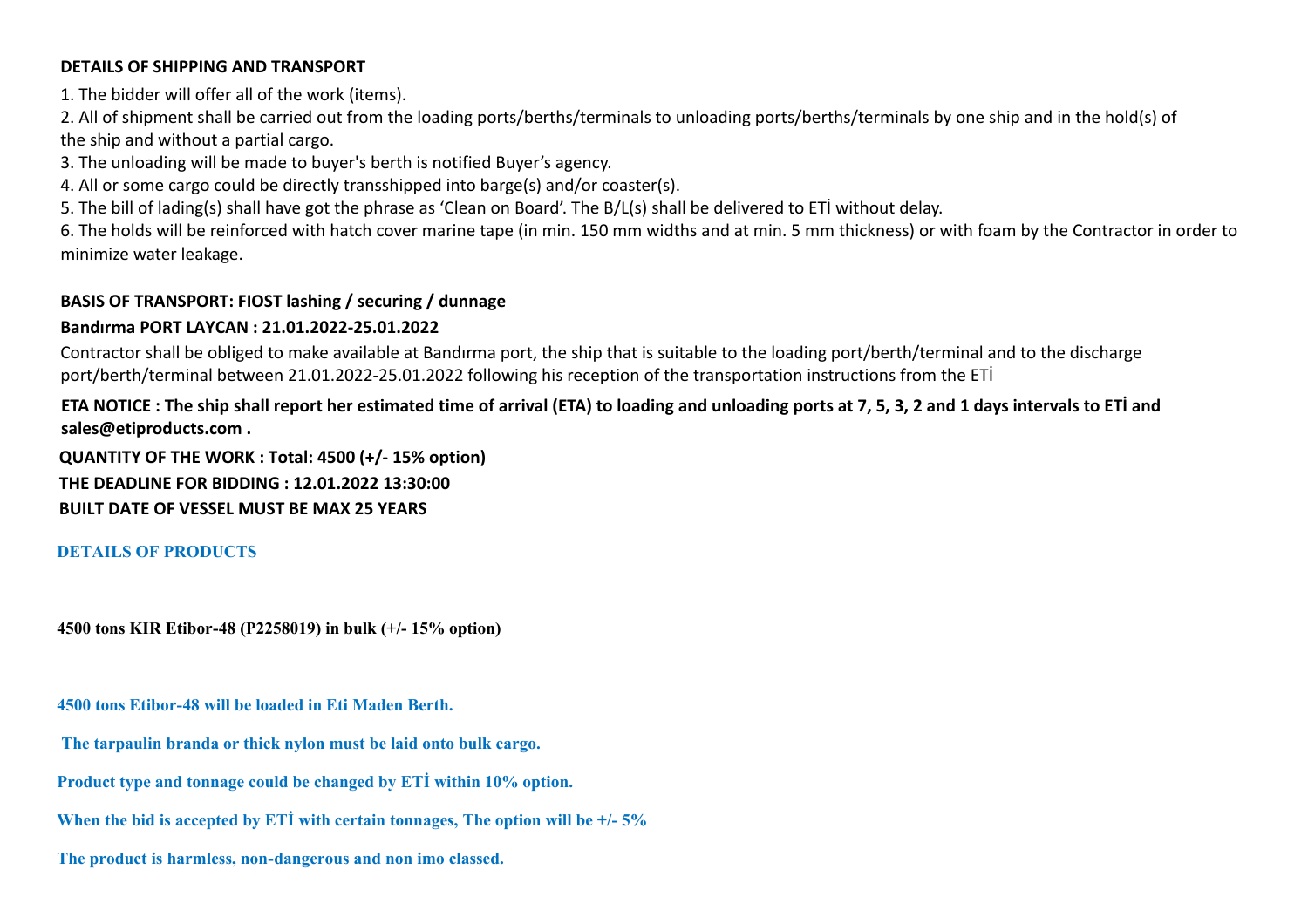**DETAILS OF SHIPPING AND TRANSPORT**

1. The bidder will offer all of the work (items).
2. All of shipment shall be carried out from the loading ports/berths/terminals to unloading ports/berths/terminals by one ship and in the hold(s) of the ship and without a partial cargo.
3. The unloading will be made to buyer's berth is notified Buyer's agency.
4. All or some cargo could be directly transshipped into barge(s) and/or coaster(s).
5. The bill of lading(s) shall have got the phrase as 'Clean on Board'. The B/L(s) shall be delivered to ETİ without delay.
6. The holds will be reinforced with hatch cover marine tape (in min. 150 mm widths and at min. 5 mm thickness) or with foam by the Contractor in order to minimize water leakage.

**BASIS OF TRANSPORT: FIOST lashing / securing / dunnage**

**Bandırma PORT LAYCAN : 21.01.2022-25.01.2022**

Contractor shall be obliged to make available at Bandırma port, the ship that is suitable to the loading port/berth/terminal and to the discharge port/berth/terminal between 21.01.2022-25.01.2022 following his reception of the transportation instructions from the ETİ

**ETA NOTICE : The ship shall report her estimated time of arrival (ETA) to loading and unloading ports at 7, 5, 3, 2 and 1 days intervals to ETİ and sales@etiproducts.com .**

**QUANTITY OF THE WORK : Total: 4500 (+/- 15% option)**

**THE DEADLINE FOR BIDDING : 12.01.2022 13:30:00**

**BUILT DATE OF VESSEL MUST BE MAX 25 YEARS**

**DETAILS OF PRODUCTS**

**4500 tons KIR Etibor-48 (P2258019) in bulk (+/- 15% option)**

**4500 tons Etibor-48 will be loaded in Eti Maden Berth.**

**The tarpaulin branda or thick nylon must be laid onto bulk cargo.**

**Product type and tonnage could be changed by ETİ within 10% option.**

**When the bid is accepted by ETİ with certain tonnages, The option will be +/- 5%**

**The product is harmless, non-dangerous and non imo classed.**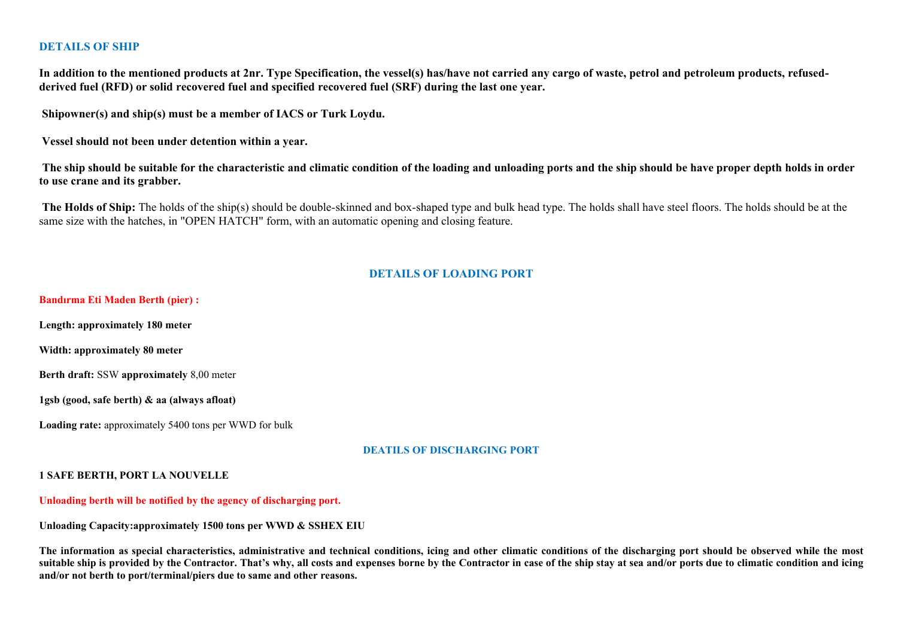## DETAILS OF SHIP

**In addition to the mentioned products at 2nr. Type Specification, the vessel(s) has/have not carried any cargo of waste, petrol and petroleum products, refused-derived fuel (RFD) or solid recovered fuel and specified recovered fuel (SRF) during the last one year.**

**Shipowner(s) and ship(s) must be a member of IACS or Turk Loydu.**

**Vessel should not been under detention within a year.**

**The ship should be suitable for the characteristic and climatic condition of the loading and unloading ports and the ship should be have proper depth holds in order to use crane and its grabber.**

**The Holds of Ship:** The holds of the ship(s) should be double-skinned and box-shaped type and bulk head type. The holds shall have steel floors. The holds should be at the same size with the hatches, in "OPEN HATCH" form, with an automatic opening and closing feature.

## DETAILS OF LOADING PORT

**Bandırma Eti Maden Berth (pier) :**

**Length: approximately 180 meter**

**Width: approximately 80 meter**

**Berth draft:** SSW **approximately** 8,00 meter

**1gsb (good, safe berth) & aa (always afloat)**

**Loading rate:** approximately 5400 tons per WWD for bulk

## DEATILS OF DISCHARGING PORT

**1 SAFE BERTH, PORT LA NOUVELLE**

**Unloading berth will be notified by the agency of discharging port.**

**Unloading Capacity:approximately 1500 tons per WWD & SSHEX EIU**

**The information as special characteristics, administrative and technical conditions, icing and other climatic conditions of the discharging port should be observed while the most suitable ship is provided by the Contractor. That's why, all costs and expenses borne by the Contractor in case of the ship stay at sea and/or ports due to climatic condition and icing and/or not berth to port/terminal/piers due to same and other reasons.**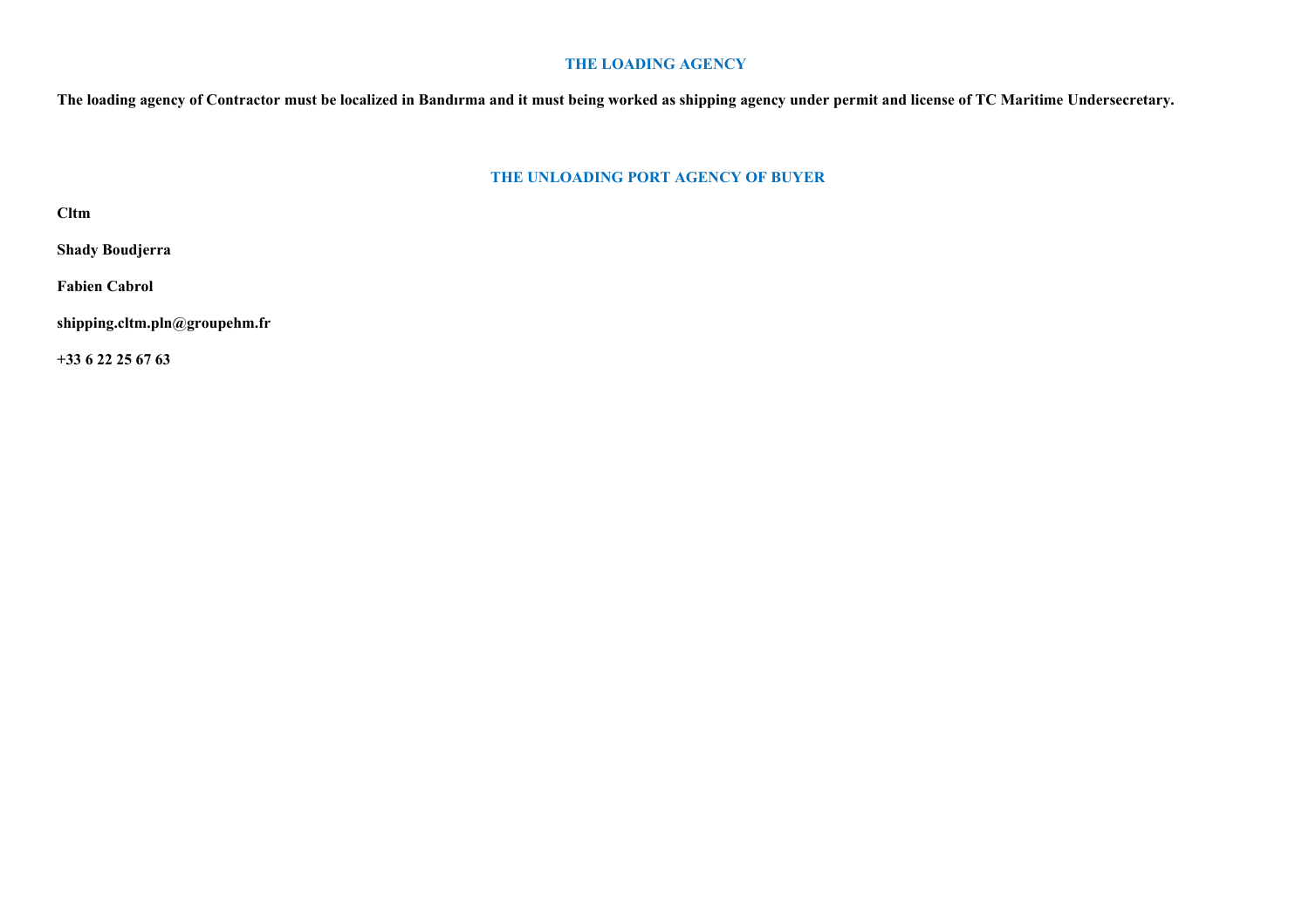## THE LOADING AGENCY

**The loading agency of Contractor must be localized in Bandırma and it must being worked as shipping agency under permit and license of TC Maritime Undersecretary.**

## THE UNLOADING PORT AGENCY OF BUYER

**Cltm**

**Shady Boudjerra**

**Fabien Cabrol**

**shipping.cltm.pln@groupehm.fr**

**+33 6 22 25 67 63**